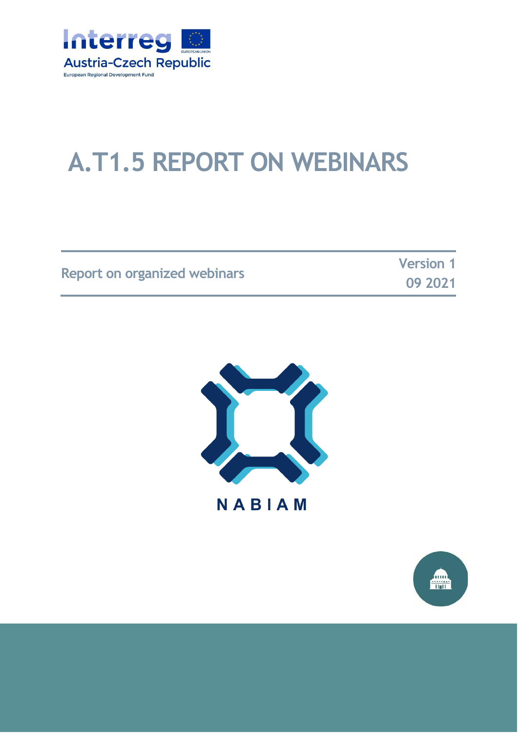Interreg
Austria-Czech Republic
European Regional Development Fund

EUROPEAN UNION

# A.T1.5 REPORT ON WEBINARS

Report on organized webinars

Version 1
09 2021

NABIAM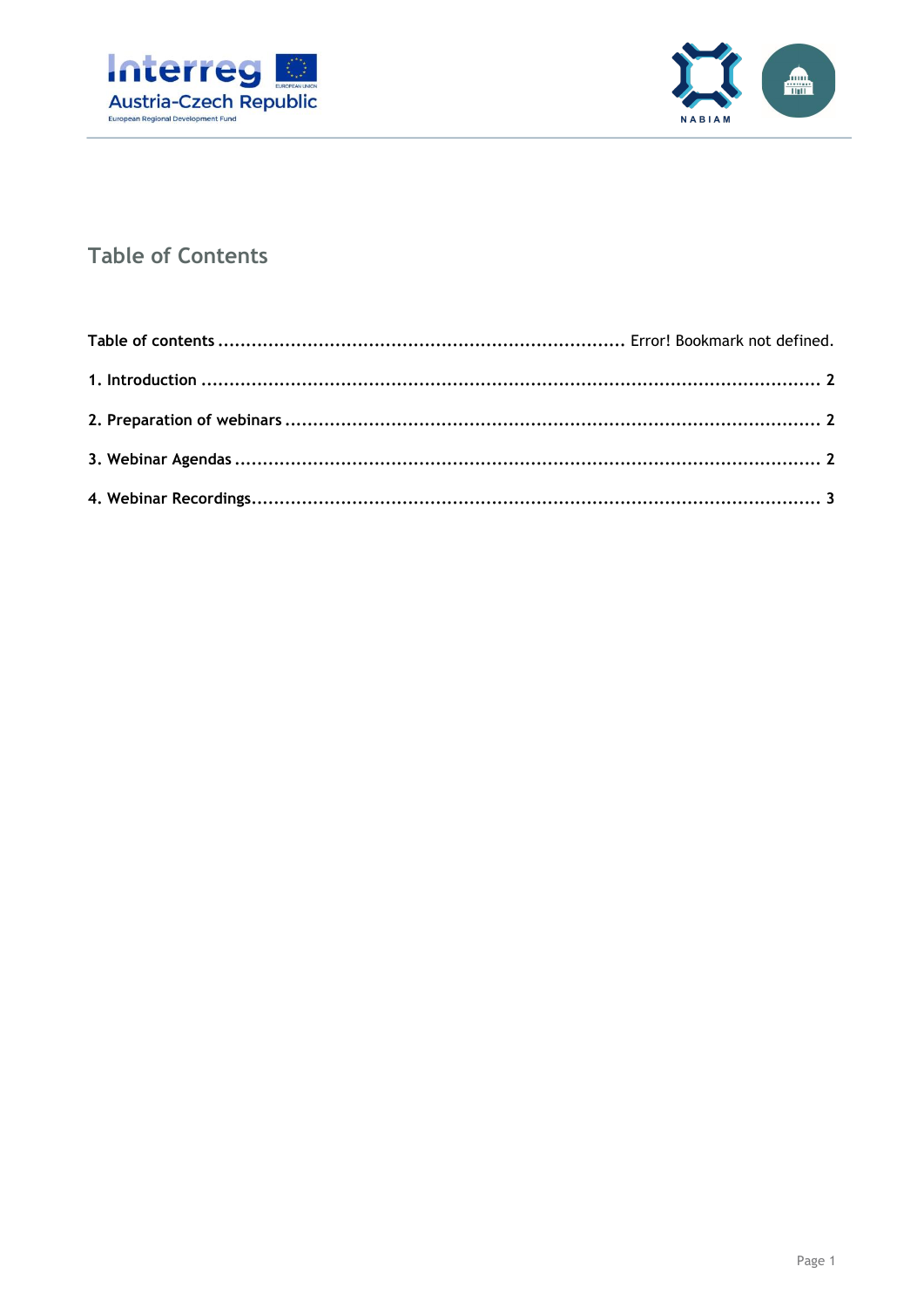## Table of Contents

**Table of contents** ........................................................................ Error! Bookmark not defined.

**1. Introduction** ........................................................................................................ **2**

**2. Preparation of webinars** ....................................................................................... **2**

**3. Webinar Agendas** ................................................................................................. **2**

**4. Webinar Recordings** ............................................................................................. **3**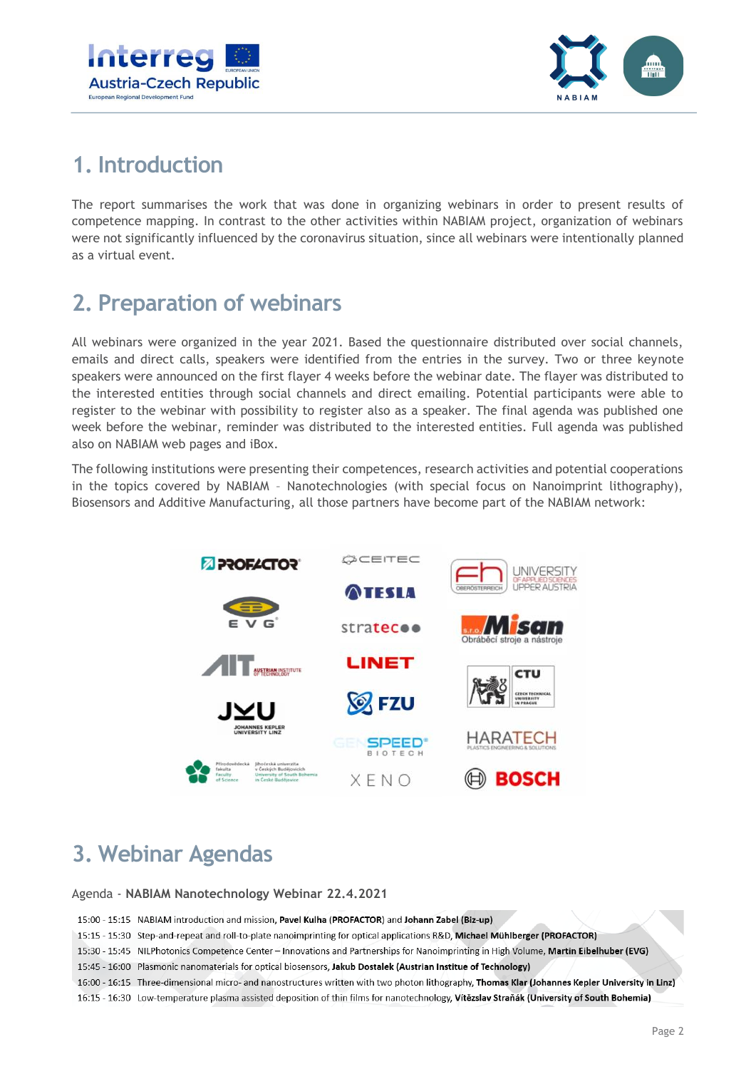## 1. Introduction

The report summarises the work that was done in organizing webinars in order to present results of competence mapping. In contrast to the other activities within NABIAM project, organization of webinars were not significantly influenced by the coronavirus situation, since all webinars were intentionally planned as a virtual event.

## 2. Preparation of webinars

All webinars were organized in the year 2021. Based the questionnaire distributed over social channels, emails and direct calls, speakers were identified from the entries in the survey. Two or three keynote speakers were announced on the first flayer 4 weeks before the webinar date. The flayer was distributed to the interested entities through social channels and direct emailing. Potential participants were able to register to the webinar with possibility to register also as a speaker. The final agenda was published one week before the webinar, reminder was distributed to the interested entities. Full agenda was published also on NABIAM web pages and iBox.

The following institutions were presenting their competences, research activities and potential cooperations in the topics covered by NABIAM – Nanotechnologies (with special focus on Nanoimprint lithography), Biosensors and Additive Manufacturing, all those partners have become part of the NABIAM network:

## 3. Webinar Agendas

Agenda - **NABIAM Nanotechnology Webinar 22.4.2021**

15:00 - 15:15 NABIAM introduction and mission, **Pavel Kulha** (**PROFACTOR**) and **Johann Zabel (Biz-up)**
15:15 - 15:30 Step-and-repeat and roll-to-plate nanoimprinting for optical applications R&D, **Michael Mühlberger (PROFACTOR)**
15:30 - 15:45 NILPhotonics Competence Center – Innovations and Partnerships for Nanoimprinting in High Volume, **Martin Eibelhuber (EVG)**
15:45 - 16:00 Plasmonic nanomaterials for optical biosensors, **Jakub Dostalek (Austrian Institue of Technology)**
16:00 - 16:15 Three-dimensional micro- and nanostructures written with two photon lithography, **Thomas Klar (Johannes Kepler University in Linz)**
16:15 - 16:30 Low-temperature plasma assisted deposition of thin films for nanotechnology, **Vítězslav Straňák (University of South Bohemia)**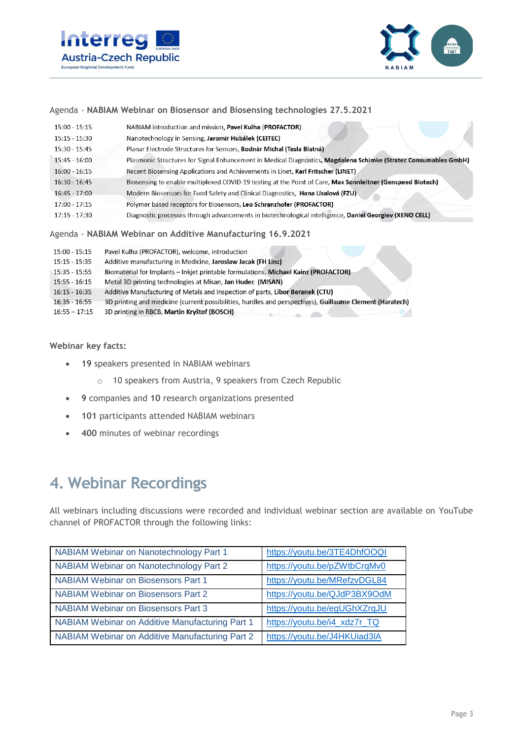Agenda - **NABIAM Webinar on Biosensor and Biosensing technologies 27.5.2021**

| | |
|---|---|
| 15:00 - 15:15 | NABIAM introduction and mission, **Pavel Kulha** (**PROFACTOR**) |
| 15:15 - 15:30 | Nanotechnology in Sensing, **Jaromir Hubálek (CEITEC)** |
| 15:30 - 15:45 | Planar Electrode Structures for Sensors, **Bodnár Michal (Tesla Blatná)** |
| 15:45 - 16:00 | Plasmonic Structures for Signal Enhancement in Medical Diagnostics, **Magdalena Schimke (Stratec Consumables GmbH)** |
| 16:00 - 16:15 | Recent Biosensing Applications and Achievements in Linet, **Karl Fritscher (LINET)** |
| 16:30 - 16:45 | Biosensing to enable multiplexed COVID-19 testing at the Point of Care, **Max Sonnleitner (Genspeed Biotech)** |
| 16:45 - 17:00 | Modern Biosensors for Food Safety and Clinical Diagnostics, **Hana Lísalová (FZU)** |
| 17:00 - 17:15 | Polymer based receptors for Biosensors, **Leo Schranzhofer (PROFACTOR)** |
| 17:15 - 17:30 | Diagnostic processes through advancements in biotechnological intelligence, **Daniel Georgiev (XENO CELL)** |

Agenda - **NABIAM Webinar on Additive Manufacturing 16.9.2021**

| | |
|---|---|
| 15:00 - 15:15 | Pavel Kulha (PROFACTOR), welcome, introduction |
| 15:15 - 15:35 | Additive manufacturing in Medicine, **Jaroslaw Jacak (FH Linz)** |
| 15:35 - 15:55 | Biomaterial for Implants – Inkjet printable formulations, **Michael Kainz (PROFACTOR)** |
| 15:55 - 16:15 | Metal 3D printing technologies at Misan, **Jan Hudec (MISAN)** |
| 16:15 - 16:35 | Additive Manufacturing of Metals and Inspection of parts, **Libor Beranek (CTU)** |
| 16:35 - 16:55 | 3D printing and medicine (current possibilities, hurdles and perspectives), **Guillaume Clement (Haratech)** |
| 16:55 – 17:15 | 3D printing in RBCB, **Martin Kryštof (BOSCH)** |

**Webinar key facts:**

- **19** speakers presented in NABIAM webinars
  - 10 speakers from Austria, 9 speakers from Czech Republic
- **9** companies and **10** research organizations presented
- **101** participants attended NABIAM webinars
- **400** minutes of webinar recordings

# 4. Webinar Recordings

All webinars including discussions were recorded and individual webinar section are available on YouTube channel of PROFACTOR through the following links:

| | |
|---|---|
| NABIAM Webinar on Nanotechnology Part 1 | https://youtu.be/3TE4DhfOOQI |
| NABIAM Webinar on Nanotechnology Part 2 | https://youtu.be/pZWtbCrqMv0 |
| NABIAM Webinar on Biosensors Part 1 | https://youtu.be/MRefzvDGL84 |
| NABIAM Webinar on Biosensors Part 2 | https://youtu.be/QJdP3BX9OdM |
| NABIAM Webinar on Biosensors Part 3 | https://youtu.be/egUGhXZrgJU |
| NABIAM Webinar on Additive Manufacturing Part 1 | https://youtu.be/i4_xdz7r_TQ |
| NABIAM Webinar on Additive Manufacturing Part 2 | https://youtu.be/J4HKUiad3lA |